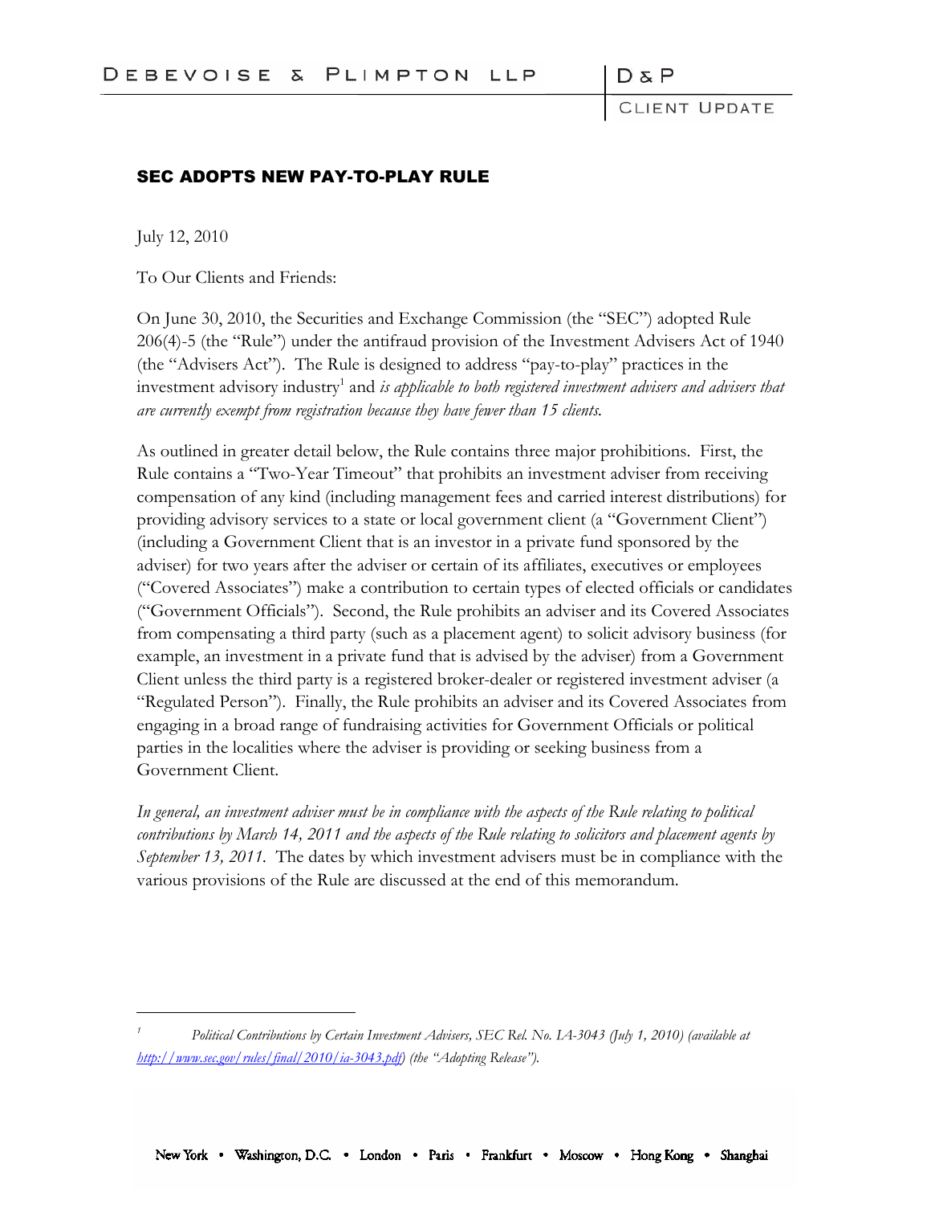# SEC ADOPTS NEW PAY-TO-PLAY RULE

July 12, 2010

To Our Clients and Friends:

On June 30, 2010, the Securities and Exchange Commission (the "SEC") adopted Rule 206(4)-5 (the "Rule") under the antifraud provision of the Investment Advisers Act of 1940 (the "Advisers Act"). The Rule is designed to address "pay-to-play" practices in the investment advisory industry[1] and *is applicable to both registered investment advisers and advisers that are currently exempt from registration because they have fewer than 15 clients.*

As outlined in greater detail below, the Rule contains three major prohibitions. First, the Rule contains a "Two-Year Timeout" that prohibits an investment adviser from receiving compensation of any kind (including management fees and carried interest distributions) for providing advisory services to a state or local government client (a "Government Client") (including a Government Client that is an investor in a private fund sponsored by the adviser) for two years after the adviser or certain of its affiliates, executives or employees ("Covered Associates") make a contribution to certain types of elected officials or candidates ("Government Officials"). Second, the Rule prohibits an adviser and its Covered Associates from compensating a third party (such as a placement agent) to solicit advisory business (for example, an investment in a private fund that is advised by the adviser) from a Government Client unless the third party is a registered broker-dealer or registered investment adviser (a "Regulated Person"). Finally, the Rule prohibits an adviser and its Covered Associates from engaging in a broad range of fundraising activities for Government Officials or political parties in the localities where the adviser is providing or seeking business from a Government Client.

*In general, an investment adviser must be in compliance with the aspects of the Rule relating to political contributions by March 14, 2011 and the aspects of the Rule relating to solicitors and placement agents by September 13, 2011.* The dates by which investment advisers must be in compliance with the various provisions of the Rule are discussed at the end of this memorandum.

---

[1] *Political Contributions by Certain Investment Advisers, SEC Rel. No. IA-3043 (July 1, 2010) (available at http://www.sec.gov/rules/final/2010/ia-3043.pdf) (the "Adopting Release").*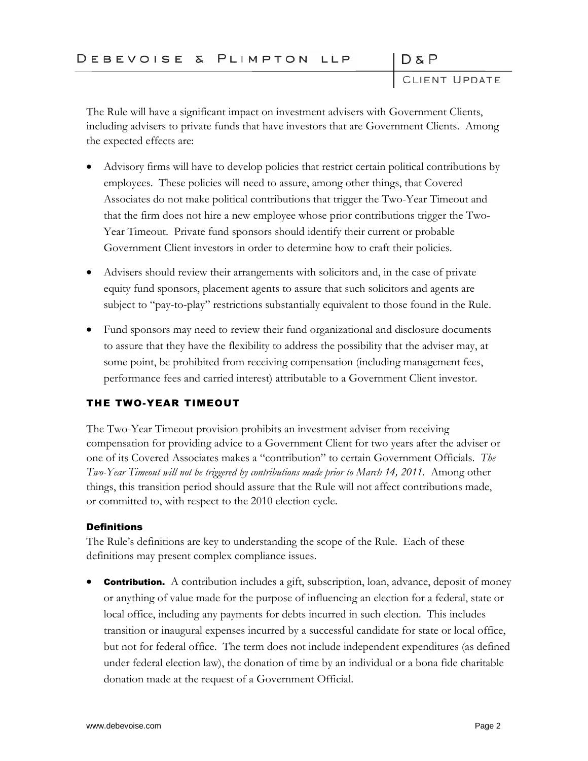The Rule will have a significant impact on investment advisers with Government Clients, including advisers to private funds that have investors that are Government Clients. Among the expected effects are:

- Advisory firms will have to develop policies that restrict certain political contributions by employees. These policies will need to assure, among other things, that Covered Associates do not make political contributions that trigger the Two-Year Timeout and that the firm does not hire a new employee whose prior contributions trigger the Two-Year Timeout. Private fund sponsors should identify their current or probable Government Client investors in order to determine how to craft their policies.
- Advisers should review their arrangements with solicitors and, in the case of private equity fund sponsors, placement agents to assure that such solicitors and agents are subject to "pay-to-play" restrictions substantially equivalent to those found in the Rule.
- Fund sponsors may need to review their fund organizational and disclosure documents to assure that they have the flexibility to address the possibility that the adviser may, at some point, be prohibited from receiving compensation (including management fees, performance fees and carried interest) attributable to a Government Client investor.

## THE TWO-YEAR TIMEOUT

The Two-Year Timeout provision prohibits an investment adviser from receiving compensation for providing advice to a Government Client for two years after the adviser or one of its Covered Associates makes a "contribution" to certain Government Officials. *The Two-Year Timeout will not be triggered by contributions made prior to March 14, 2011.* Among other things, this transition period should assure that the Rule will not affect contributions made, or committed to, with respect to the 2010 election cycle.

### Definitions

The Rule's definitions are key to understanding the scope of the Rule. Each of these definitions may present complex compliance issues.

- **Contribution.** A contribution includes a gift, subscription, loan, advance, deposit of money or anything of value made for the purpose of influencing an election for a federal, state or local office, including any payments for debts incurred in such election. This includes transition or inaugural expenses incurred by a successful candidate for state or local office, but not for federal office. The term does not include independent expenditures (as defined under federal election law), the donation of time by an individual or a bona fide charitable donation made at the request of a Government Official.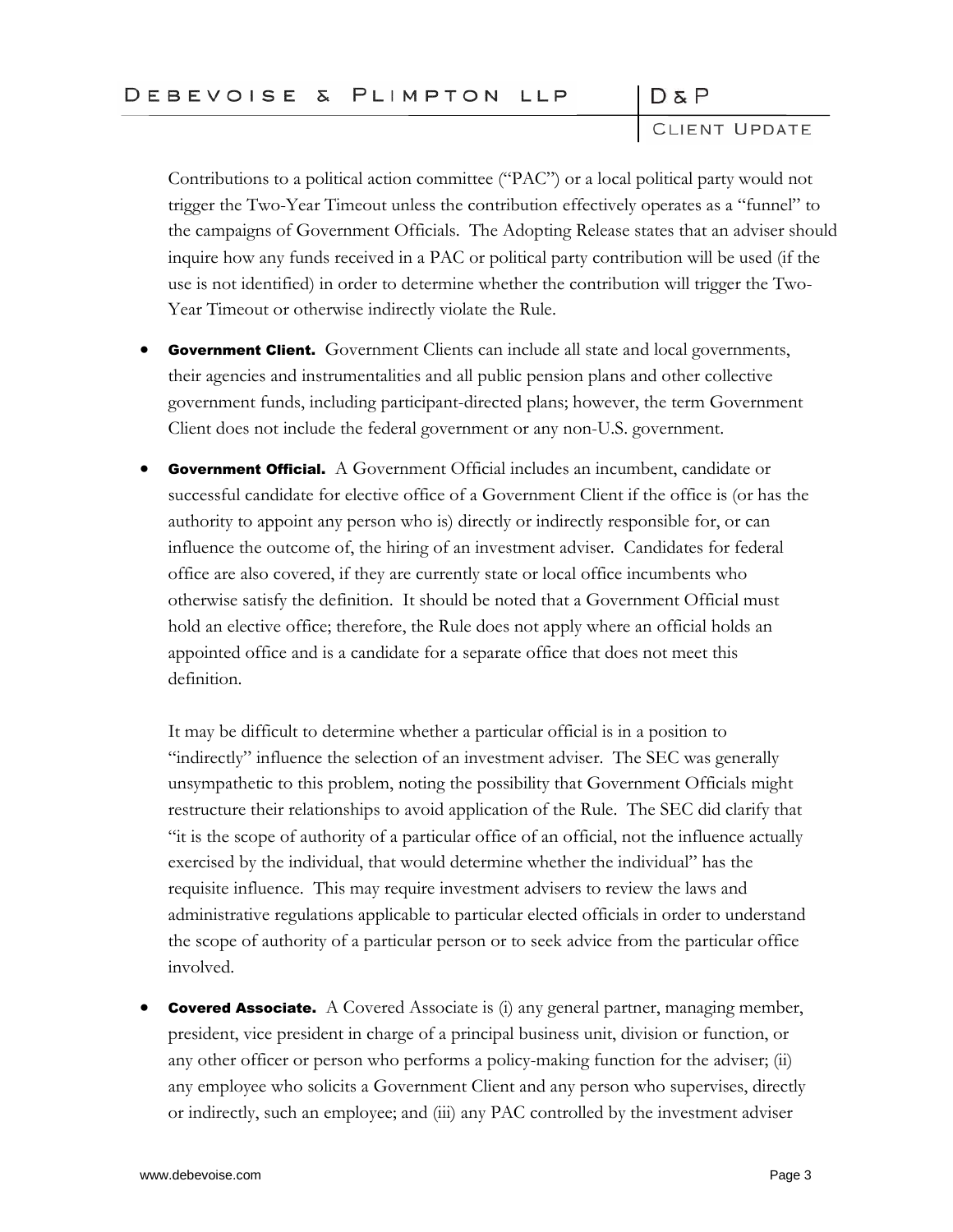Contributions to a political action committee ("PAC") or a local political party would not trigger the Two-Year Timeout unless the contribution effectively operates as a "funnel" to the campaigns of Government Officials. The Adopting Release states that an adviser should inquire how any funds received in a PAC or political party contribution will be used (if the use is not identified) in order to determine whether the contribution will trigger the Two-Year Timeout or otherwise indirectly violate the Rule.

- **Government Client.** Government Clients can include all state and local governments, their agencies and instrumentalities and all public pension plans and other collective government funds, including participant-directed plans; however, the term Government Client does not include the federal government or any non-U.S. government.

- **Government Official.** A Government Official includes an incumbent, candidate or successful candidate for elective office of a Government Client if the office is (or has the authority to appoint any person who is) directly or indirectly responsible for, or can influence the outcome of, the hiring of an investment adviser. Candidates for federal office are also covered, if they are currently state or local office incumbents who otherwise satisfy the definition. It should be noted that a Government Official must hold an elective office; therefore, the Rule does not apply where an official holds an appointed office and is a candidate for a separate office that does not meet this definition.

  It may be difficult to determine whether a particular official is in a position to "indirectly" influence the selection of an investment adviser. The SEC was generally unsympathetic to this problem, noting the possibility that Government Officials might restructure their relationships to avoid application of the Rule. The SEC did clarify that "it is the scope of authority of a particular office of an official, not the influence actually exercised by the individual, that would determine whether the individual" has the requisite influence. This may require investment advisers to review the laws and administrative regulations applicable to particular elected officials in order to understand the scope of authority of a particular person or to seek advice from the particular office involved.

- **Covered Associate.** A Covered Associate is (i) any general partner, managing member, president, vice president in charge of a principal business unit, division or function, or any other officer or person who performs a policy-making function for the adviser; (ii) any employee who solicits a Government Client and any person who supervises, directly or indirectly, such an employee; and (iii) any PAC controlled by the investment adviser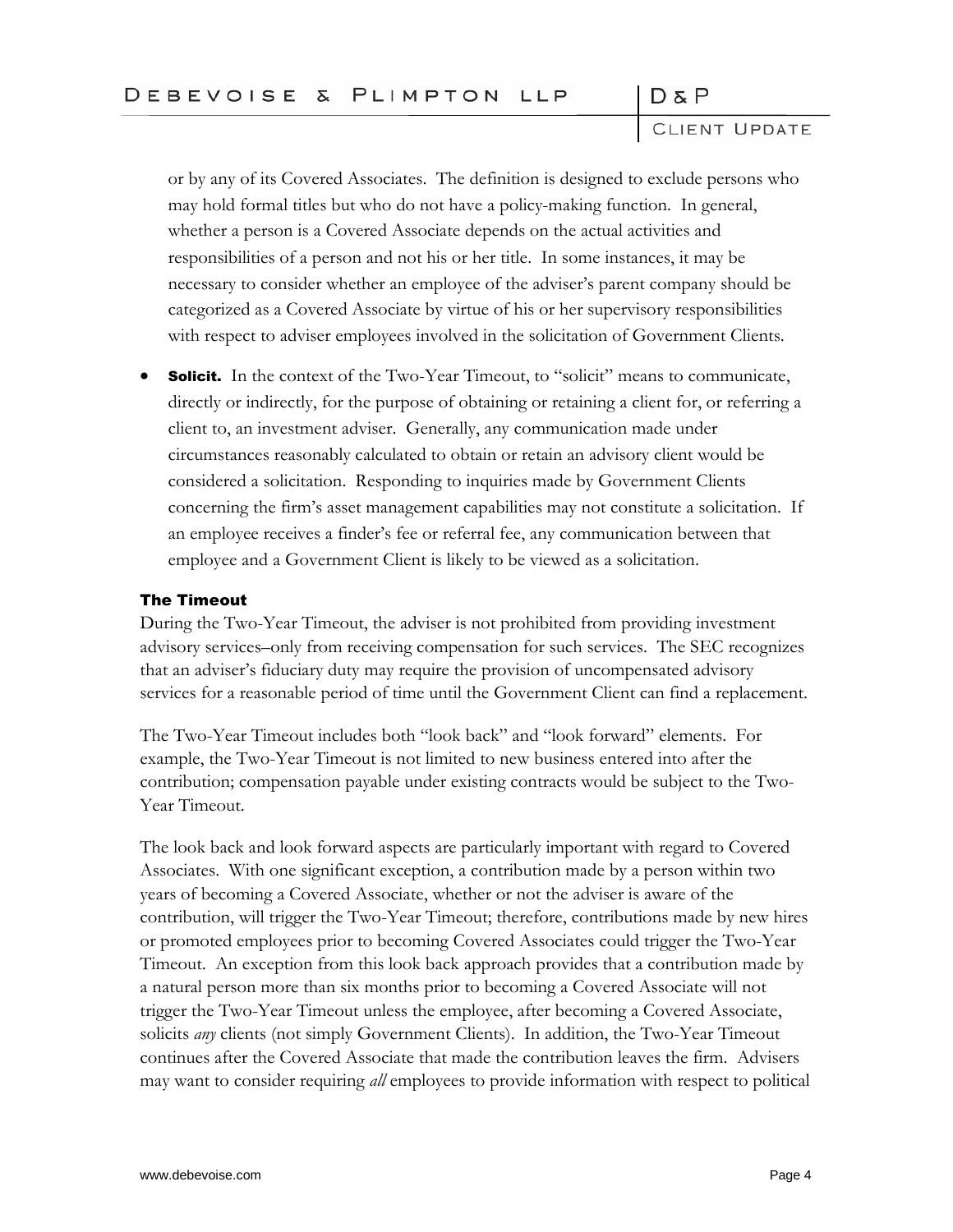or by any of its Covered Associates. The definition is designed to exclude persons who may hold formal titles but who do not have a policy-making function. In general, whether a person is a Covered Associate depends on the actual activities and responsibilities of a person and not his or her title. In some instances, it may be necessary to consider whether an employee of the adviser's parent company should be categorized as a Covered Associate by virtue of his or her supervisory responsibilities with respect to adviser employees involved in the solicitation of Government Clients.

- **Solicit.** In the context of the Two-Year Timeout, to "solicit" means to communicate, directly or indirectly, for the purpose of obtaining or retaining a client for, or referring a client to, an investment adviser. Generally, any communication made under circumstances reasonably calculated to obtain or retain an advisory client would be considered a solicitation. Responding to inquiries made by Government Clients concerning the firm's asset management capabilities may not constitute a solicitation. If an employee receives a finder's fee or referral fee, any communication between that employee and a Government Client is likely to be viewed as a solicitation.

### The Timeout

During the Two-Year Timeout, the adviser is not prohibited from providing investment advisory services–only from receiving compensation for such services. The SEC recognizes that an adviser's fiduciary duty may require the provision of uncompensated advisory services for a reasonable period of time until the Government Client can find a replacement.

The Two-Year Timeout includes both "look back" and "look forward" elements. For example, the Two-Year Timeout is not limited to new business entered into after the contribution; compensation payable under existing contracts would be subject to the Two-Year Timeout.

The look back and look forward aspects are particularly important with regard to Covered Associates. With one significant exception, a contribution made by a person within two years of becoming a Covered Associate, whether or not the adviser is aware of the contribution, will trigger the Two-Year Timeout; therefore, contributions made by new hires or promoted employees prior to becoming Covered Associates could trigger the Two-Year Timeout. An exception from this look back approach provides that a contribution made by a natural person more than six months prior to becoming a Covered Associate will not trigger the Two-Year Timeout unless the employee, after becoming a Covered Associate, solicits *any* clients (not simply Government Clients). In addition, the Two-Year Timeout continues after the Covered Associate that made the contribution leaves the firm. Advisers may want to consider requiring *all* employees to provide information with respect to political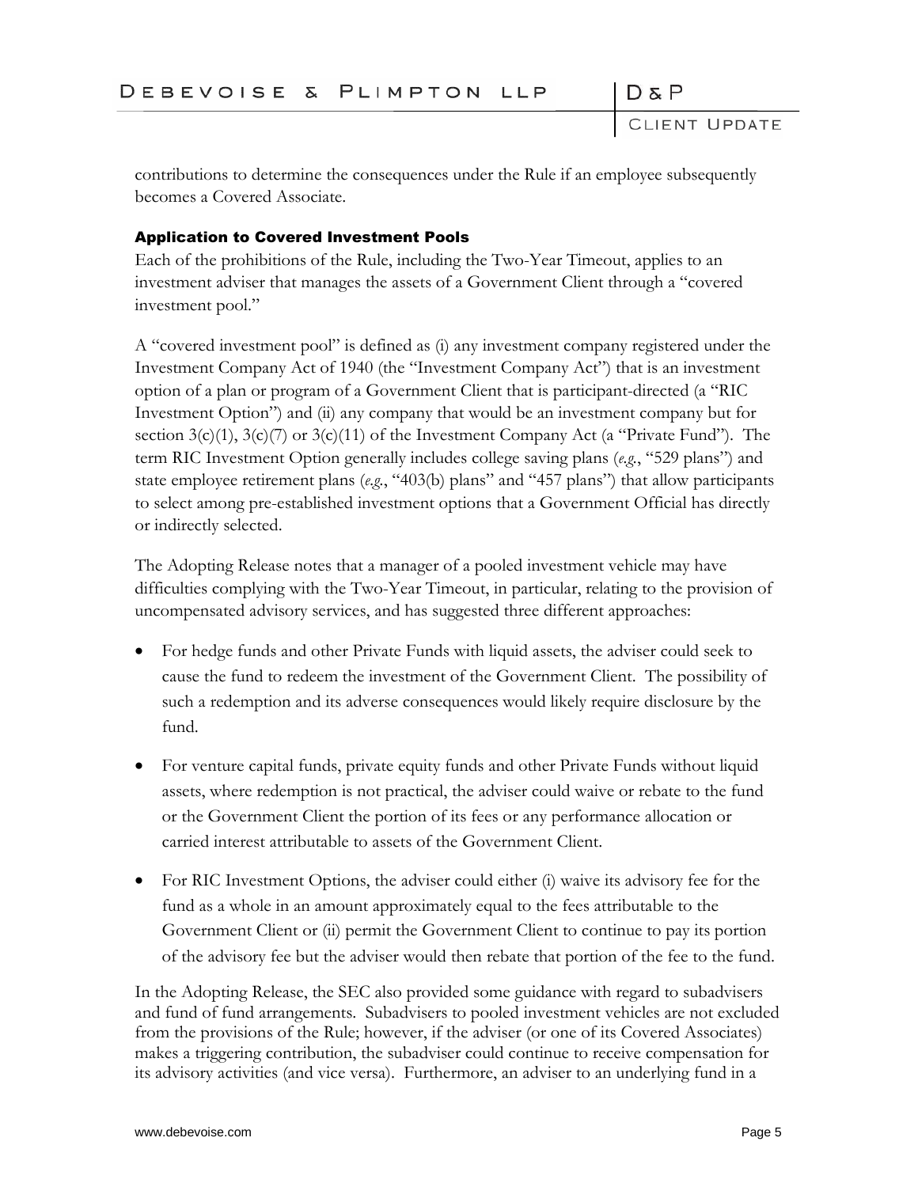contributions to determine the consequences under the Rule if an employee subsequently becomes a Covered Associate.

### Application to Covered Investment Pools

Each of the prohibitions of the Rule, including the Two-Year Timeout, applies to an investment adviser that manages the assets of a Government Client through a "covered investment pool."

A "covered investment pool" is defined as (i) any investment company registered under the Investment Company Act of 1940 (the "Investment Company Act") that is an investment option of a plan or program of a Government Client that is participant-directed (a "RIC Investment Option") and (ii) any company that would be an investment company but for section 3(c)(1), 3(c)(7) or 3(c)(11) of the Investment Company Act (a "Private Fund"). The term RIC Investment Option generally includes college saving plans (*e.g.*, "529 plans") and state employee retirement plans (*e.g.*, "403(b) plans" and "457 plans") that allow participants to select among pre-established investment options that a Government Official has directly or indirectly selected.

The Adopting Release notes that a manager of a pooled investment vehicle may have difficulties complying with the Two-Year Timeout, in particular, relating to the provision of uncompensated advisory services, and has suggested three different approaches:

- For hedge funds and other Private Funds with liquid assets, the adviser could seek to cause the fund to redeem the investment of the Government Client. The possibility of such a redemption and its adverse consequences would likely require disclosure by the fund.
- For venture capital funds, private equity funds and other Private Funds without liquid assets, where redemption is not practical, the adviser could waive or rebate to the fund or the Government Client the portion of its fees or any performance allocation or carried interest attributable to assets of the Government Client.
- For RIC Investment Options, the adviser could either (i) waive its advisory fee for the fund as a whole in an amount approximately equal to the fees attributable to the Government Client or (ii) permit the Government Client to continue to pay its portion of the advisory fee but the adviser would then rebate that portion of the fee to the fund.

In the Adopting Release, the SEC also provided some guidance with regard to subadvisers and fund of fund arrangements. Subadvisers to pooled investment vehicles are not excluded from the provisions of the Rule; however, if the adviser (or one of its Covered Associates) makes a triggering contribution, the subadviser could continue to receive compensation for its advisory activities (and vice versa). Furthermore, an adviser to an underlying fund in a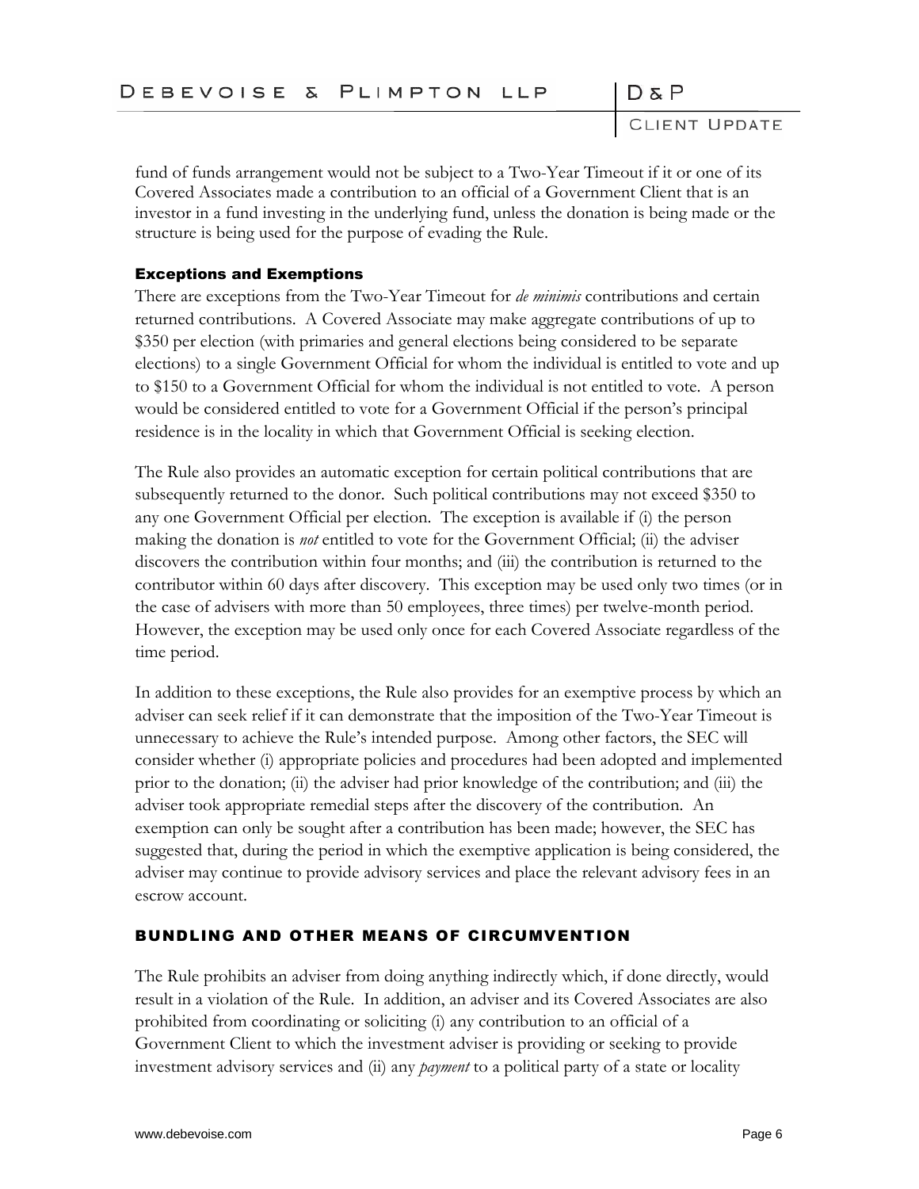fund of funds arrangement would not be subject to a Two-Year Timeout if it or one of its Covered Associates made a contribution to an official of a Government Client that is an investor in a fund investing in the underlying fund, unless the donation is being made or the structure is being used for the purpose of evading the Rule.

### Exceptions and Exemptions

There are exceptions from the Two-Year Timeout for *de minimis* contributions and certain returned contributions. A Covered Associate may make aggregate contributions of up to $350 per election (with primaries and general elections being considered to be separate elections) to a single Government Official for whom the individual is entitled to vote and up to $150 to a Government Official for whom the individual is not entitled to vote. A person would be considered entitled to vote for a Government Official if the person's principal residence is in the locality in which that Government Official is seeking election.

The Rule also provides an automatic exception for certain political contributions that are subsequently returned to the donor. Such political contributions may not exceed $350 to any one Government Official per election. The exception is available if (i) the person making the donation is *not* entitled to vote for the Government Official; (ii) the adviser discovers the contribution within four months; and (iii) the contribution is returned to the contributor within 60 days after discovery. This exception may be used only two times (or in the case of advisers with more than 50 employees, three times) per twelve-month period. However, the exception may be used only once for each Covered Associate regardless of the time period.

In addition to these exceptions, the Rule also provides for an exemptive process by which an adviser can seek relief if it can demonstrate that the imposition of the Two-Year Timeout is unnecessary to achieve the Rule's intended purpose. Among other factors, the SEC will consider whether (i) appropriate policies and procedures had been adopted and implemented prior to the donation; (ii) the adviser had prior knowledge of the contribution; and (iii) the adviser took appropriate remedial steps after the discovery of the contribution. An exemption can only be sought after a contribution has been made; however, the SEC has suggested that, during the period in which the exemptive application is being considered, the adviser may continue to provide advisory services and place the relevant advisory fees in an escrow account.

## BUNDLING AND OTHER MEANS OF CIRCUMVENTION

The Rule prohibits an adviser from doing anything indirectly which, if done directly, would result in a violation of the Rule. In addition, an adviser and its Covered Associates are also prohibited from coordinating or soliciting (i) any contribution to an official of a Government Client to which the investment adviser is providing or seeking to provide investment advisory services and (ii) any *payment* to a political party of a state or locality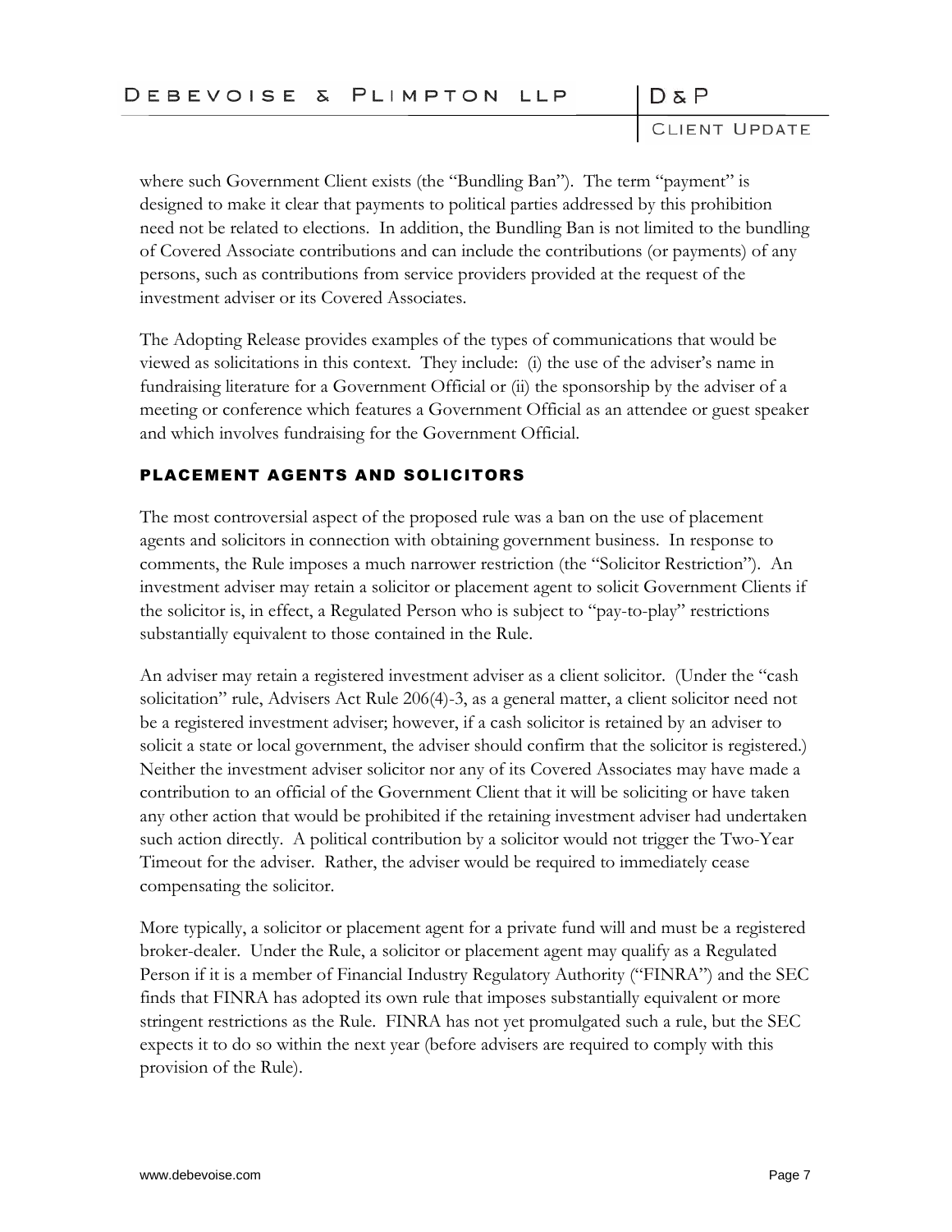where such Government Client exists (the "Bundling Ban"). The term "payment" is designed to make it clear that payments to political parties addressed by this prohibition need not be related to elections. In addition, the Bundling Ban is not limited to the bundling of Covered Associate contributions and can include the contributions (or payments) of any persons, such as contributions from service providers provided at the request of the investment adviser or its Covered Associates.

The Adopting Release provides examples of the types of communications that would be viewed as solicitations in this context. They include: (i) the use of the adviser's name in fundraising literature for a Government Official or (ii) the sponsorship by the adviser of a meeting or conference which features a Government Official as an attendee or guest speaker and which involves fundraising for the Government Official.

## PLACEMENT AGENTS AND SOLICITORS

The most controversial aspect of the proposed rule was a ban on the use of placement agents and solicitors in connection with obtaining government business. In response to comments, the Rule imposes a much narrower restriction (the "Solicitor Restriction"). An investment adviser may retain a solicitor or placement agent to solicit Government Clients if the solicitor is, in effect, a Regulated Person who is subject to "pay-to-play" restrictions substantially equivalent to those contained in the Rule.

An adviser may retain a registered investment adviser as a client solicitor. (Under the "cash solicitation" rule, Advisers Act Rule 206(4)-3, as a general matter, a client solicitor need not be a registered investment adviser; however, if a cash solicitor is retained by an adviser to solicit a state or local government, the adviser should confirm that the solicitor is registered.) Neither the investment adviser solicitor nor any of its Covered Associates may have made a contribution to an official of the Government Client that it will be soliciting or have taken any other action that would be prohibited if the retaining investment adviser had undertaken such action directly. A political contribution by a solicitor would not trigger the Two-Year Timeout for the adviser. Rather, the adviser would be required to immediately cease compensating the solicitor.

More typically, a solicitor or placement agent for a private fund will and must be a registered broker-dealer. Under the Rule, a solicitor or placement agent may qualify as a Regulated Person if it is a member of Financial Industry Regulatory Authority ("FINRA") and the SEC finds that FINRA has adopted its own rule that imposes substantially equivalent or more stringent restrictions as the Rule. FINRA has not yet promulgated such a rule, but the SEC expects it to do so within the next year (before advisers are required to comply with this provision of the Rule).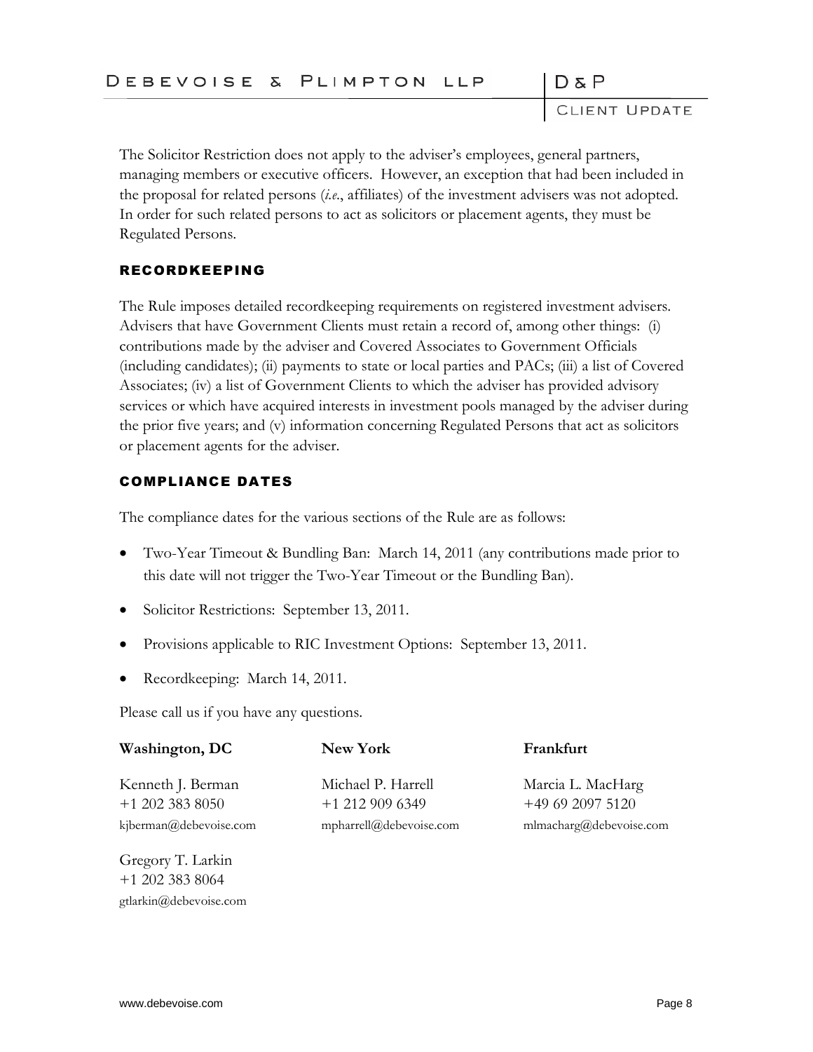The Solicitor Restriction does not apply to the adviser's employees, general partners, managing members or executive officers. However, an exception that had been included in the proposal for related persons (*i.e.*, affiliates) of the investment advisers was not adopted. In order for such related persons to act as solicitors or placement agents, they must be Regulated Persons.

## RECORDKEEPING

The Rule imposes detailed recordkeeping requirements on registered investment advisers. Advisers that have Government Clients must retain a record of, among other things: (i) contributions made by the adviser and Covered Associates to Government Officials (including candidates); (ii) payments to state or local parties and PACs; (iii) a list of Covered Associates; (iv) a list of Government Clients to which the adviser has provided advisory services or which have acquired interests in investment pools managed by the adviser during the prior five years; and (v) information concerning Regulated Persons that act as solicitors or placement agents for the adviser.

## COMPLIANCE DATES

The compliance dates for the various sections of the Rule are as follows:

- Two-Year Timeout & Bundling Ban: March 14, 2011 (any contributions made prior to this date will not trigger the Two-Year Timeout or the Bundling Ban).
- Solicitor Restrictions: September 13, 2011.
- Provisions applicable to RIC Investment Options: September 13, 2011.
- Recordkeeping: March 14, 2011.

Please call us if you have any questions.

**Washington, DC**

Kenneth J. Berman
+1 202 383 8050
kjberman@debevoise.com

Gregory T. Larkin
+1 202 383 8064
gtlarkin@debevoise.com

**New York**

Michael P. Harrell
+1 212 909 6349
mpharrell@debevoise.com

**Frankfurt**

Marcia L. MacHarg
+49 69 2097 5120
mlmacharg@debevoise.com